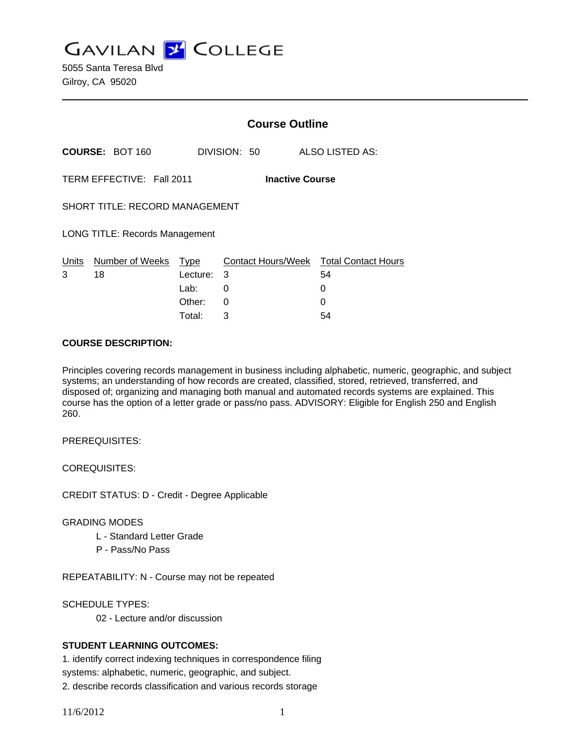# GAVILAN COLLEGE

5055 Santa Teresa Blvd
Gilroy, CA 95020

---

## Course Outline

**COURSE:** BOT 160 DIVISION: 50 ALSO LISTED AS:

TERM EFFECTIVE: Fall 2011 **Inactive Course**

SHORT TITLE: RECORD MANAGEMENT

LONG TITLE: Records Management

| Units | Number of Weeks | Type | Contact Hours/Week | Total Contact Hours |
|---|---|---|---|---|
| 3 | 18 | Lecture: | 3 | 54 |
| | | Lab: | 0 | 0 |
| | | Other: | 0 | 0 |
| | | Total: | 3 | 54 |

**COURSE DESCRIPTION:**

Principles covering records management in business including alphabetic, numeric, geographic, and subject systems; an understanding of how records are created, classified, stored, retrieved, transferred, and disposed of; organizing and managing both manual and automated records systems are explained. This course has the option of a letter grade or pass/no pass. ADVISORY: Eligible for English 250 and English 260.

PREREQUISITES:

COREQUISITES:

CREDIT STATUS: D - Credit - Degree Applicable

GRADING MODES

- L - Standard Letter Grade
- P - Pass/No Pass

REPEATABILITY: N - Course may not be repeated

SCHEDULE TYPES:

- 02 - Lecture and/or discussion

**STUDENT LEARNING OUTCOMES:**

1. identify correct indexing techniques in correspondence filing systems: alphabetic, numeric, geographic, and subject.
2. describe records classification and various records storage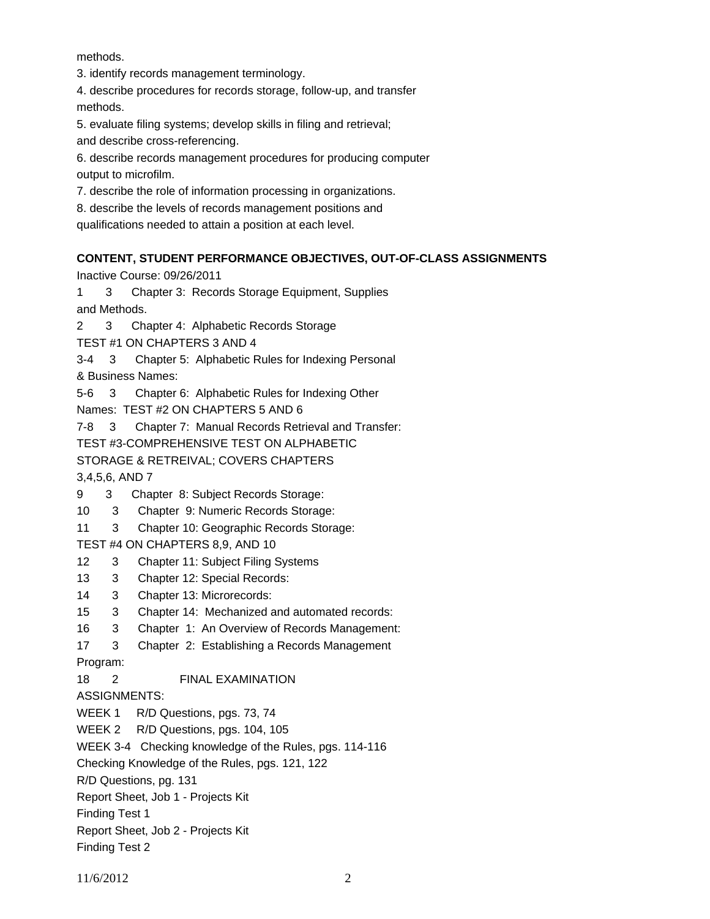methods.

3. identify records management terminology.
4. describe procedures for records storage, follow-up, and transfer methods.
5. evaluate filing systems; develop skills in filing and retrieval; and describe cross-referencing.
6. describe records management procedures for producing computer output to microfilm.
7. describe the role of information processing in organizations.
8. describe the levels of records management positions and qualifications needed to attain a position at each level.

**CONTENT, STUDENT PERFORMANCE OBJECTIVES, OUT-OF-CLASS ASSIGNMENTS**

Inactive Course: 09/26/2011

1 3 Chapter 3: Records Storage Equipment, Supplies and Methods.

2 3 Chapter 4: Alphabetic Records Storage

TEST #1 ON CHAPTERS 3 AND 4

3-4 3 Chapter 5: Alphabetic Rules for Indexing Personal & Business Names:

5-6 3 Chapter 6: Alphabetic Rules for Indexing Other Names: TEST #2 ON CHAPTERS 5 AND 6

7-8 3 Chapter 7: Manual Records Retrieval and Transfer: TEST #3-COMPREHENSIVE TEST ON ALPHABETIC STORAGE & RETREIVAL; COVERS CHAPTERS 3,4,5,6, AND 7

9 3 Chapter 8: Subject Records Storage:

10 3 Chapter 9: Numeric Records Storage:

11 3 Chapter 10: Geographic Records Storage:

TEST #4 ON CHAPTERS 8,9, AND 10

12 3 Chapter 11: Subject Filing Systems

13 3 Chapter 12: Special Records:

14 3 Chapter 13: Microrecords:

15 3 Chapter 14: Mechanized and automated records:

16 3 Chapter 1: An Overview of Records Management:

17 3 Chapter 2: Establishing a Records Management Program:

18 2 FINAL EXAMINATION

ASSIGNMENTS:

WEEK 1 R/D Questions, pgs. 73, 74

WEEK 2 R/D Questions, pgs. 104, 105

WEEK 3-4 Checking knowledge of the Rules, pgs. 114-116

Checking Knowledge of the Rules, pgs. 121, 122

R/D Questions, pg. 131

Report Sheet, Job 1 - Projects Kit

Finding Test 1

Report Sheet, Job 2 - Projects Kit

Finding Test 2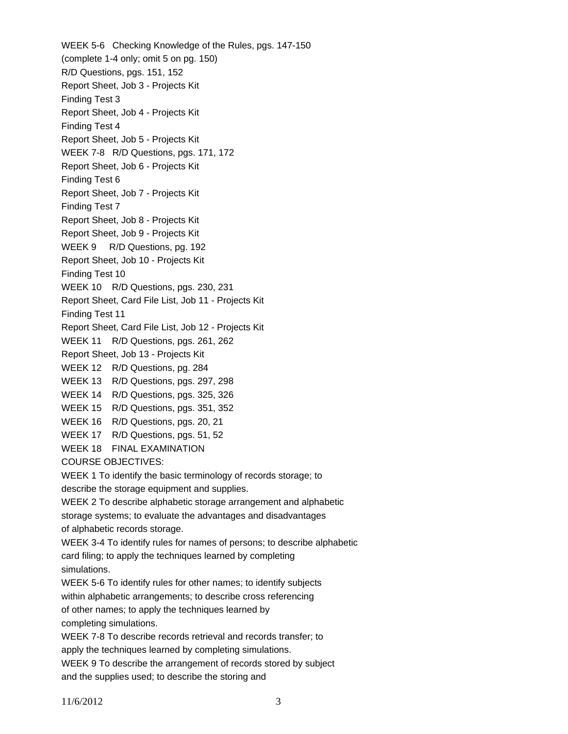WEEK 5-6 Checking Knowledge of the Rules, pgs. 147-150
(complete 1-4 only; omit 5 on pg. 150)
R/D Questions, pgs. 151, 152
Report Sheet, Job 3 - Projects Kit
Finding Test 3
Report Sheet, Job 4 - Projects Kit
Finding Test 4
Report Sheet, Job 5 - Projects Kit
WEEK 7-8 R/D Questions, pgs. 171, 172
Report Sheet, Job 6 - Projects Kit
Finding Test 6
Report Sheet, Job 7 - Projects Kit
Finding Test 7
Report Sheet, Job 8 - Projects Kit
Report Sheet, Job 9 - Projects Kit
WEEK 9 R/D Questions, pg. 192
Report Sheet, Job 10 - Projects Kit
Finding Test 10
WEEK 10 R/D Questions, pgs. 230, 231
Report Sheet, Card File List, Job 11 - Projects Kit
Finding Test 11
Report Sheet, Card File List, Job 12 - Projects Kit
WEEK 11 R/D Questions, pgs. 261, 262
Report Sheet, Job 13 - Projects Kit
WEEK 12 R/D Questions, pg. 284
WEEK 13 R/D Questions, pgs. 297, 298
WEEK 14 R/D Questions, pgs. 325, 326
WEEK 15 R/D Questions, pgs. 351, 352
WEEK 16 R/D Questions, pgs. 20, 21
WEEK 17 R/D Questions, pgs. 51, 52
WEEK 18 FINAL EXAMINATION

COURSE OBJECTIVES:

WEEK 1 To identify the basic terminology of records storage; to describe the storage equipment and supplies.

WEEK 2 To describe alphabetic storage arrangement and alphabetic storage systems; to evaluate the advantages and disadvantages of alphabetic records storage.

WEEK 3-4 To identify rules for names of persons; to describe alphabetic card filing; to apply the techniques learned by completing simulations.

WEEK 5-6 To identify rules for other names; to identify subjects within alphabetic arrangements; to describe cross referencing of other names; to apply the techniques learned by completing simulations.

WEEK 7-8 To describe records retrieval and records transfer; to apply the techniques learned by completing simulations.

WEEK 9 To describe the arrangement of records stored by subject and the supplies used; to describe the storing and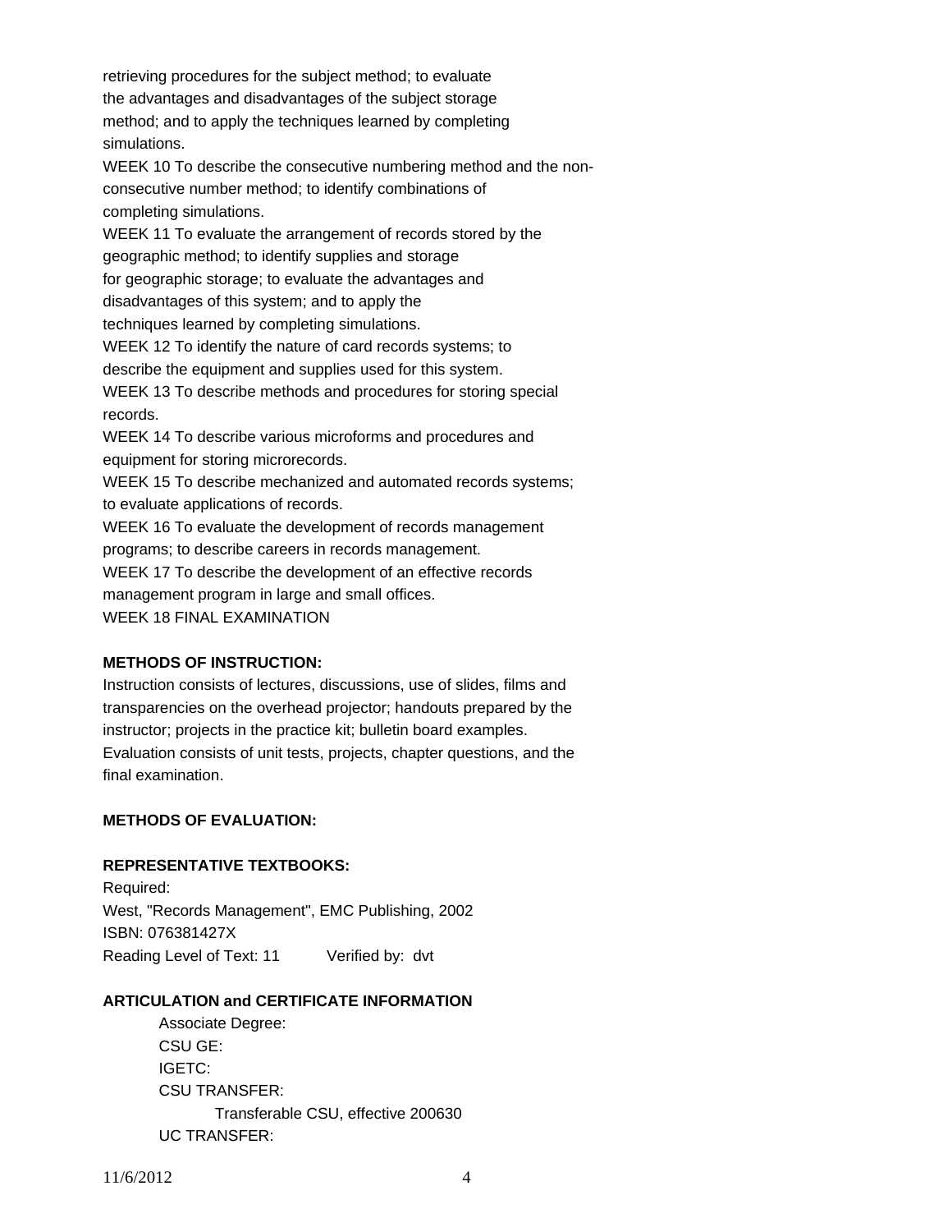retrieving procedures for the subject method; to evaluate the advantages and disadvantages of the subject storage method; and to apply the techniques learned by completing simulations.

WEEK 10 To describe the consecutive numbering method and the non-consecutive number method; to identify combinations of completing simulations.

WEEK 11 To evaluate the arrangement of records stored by the geographic method; to identify supplies and storage for geographic storage; to evaluate the advantages and disadvantages of this system; and to apply the techniques learned by completing simulations.

WEEK 12 To identify the nature of card records systems; to describe the equipment and supplies used for this system.

WEEK 13 To describe methods and procedures for storing special records.

WEEK 14 To describe various microforms and procedures and equipment for storing microrecords.

WEEK 15 To describe mechanized and automated records systems; to evaluate applications of records.

WEEK 16 To evaluate the development of records management programs; to describe careers in records management.

WEEK 17 To describe the development of an effective records management program in large and small offices.

WEEK 18 FINAL EXAMINATION

**METHODS OF INSTRUCTION:**

Instruction consists of lectures, discussions, use of slides, films and transparencies on the overhead projector; handouts prepared by the instructor; projects in the practice kit; bulletin board examples. Evaluation consists of unit tests, projects, chapter questions, and the final examination.

**METHODS OF EVALUATION:**

**REPRESENTATIVE TEXTBOOKS:**

Required:
West, "Records Management", EMC Publishing, 2002
ISBN: 076381427X
Reading Level of Text: 11 Verified by: dvt

**ARTICULATION and CERTIFICATE INFORMATION**

Associate Degree:
CSU GE:
IGETC:
CSU TRANSFER:
Transferable CSU, effective 200630
UC TRANSFER: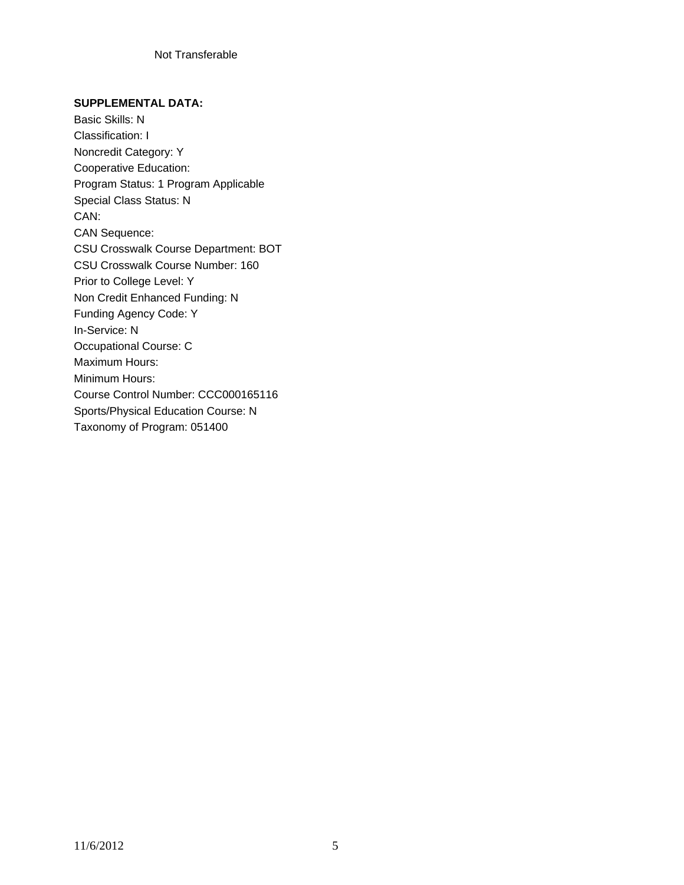Not Transferable

**SUPPLEMENTAL DATA:**

Basic Skills: N
Classification: I
Noncredit Category: Y
Cooperative Education:
Program Status: 1 Program Applicable
Special Class Status: N
CAN:
CAN Sequence:
CSU Crosswalk Course Department: BOT
CSU Crosswalk Course Number: 160
Prior to College Level: Y
Non Credit Enhanced Funding: N
Funding Agency Code: Y
In-Service: N
Occupational Course: C
Maximum Hours:
Minimum Hours:
Course Control Number: CCC000165116
Sports/Physical Education Course: N
Taxonomy of Program: 051400